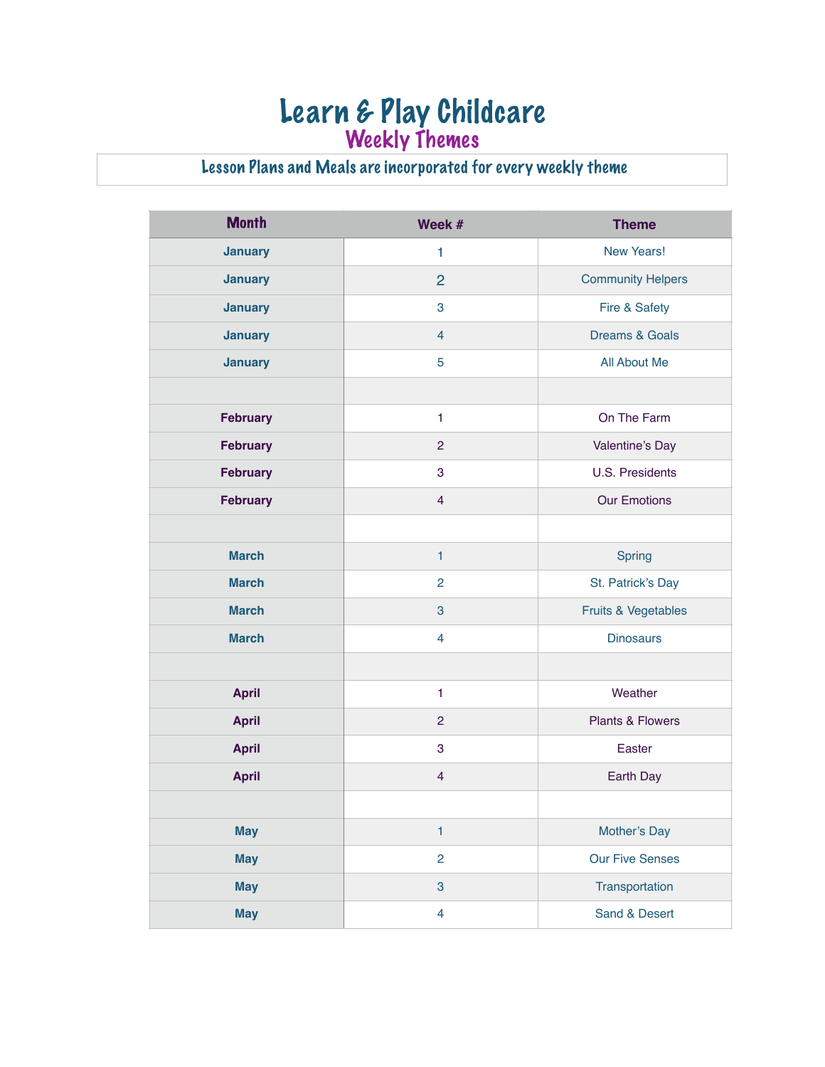# Learn & Play Childcare

## Weekly Themes

**Lesson Plans and Meals are incorporated for every weekly theme**

| Month | Week # | Theme |
|---|---|---|
| **January** | 1 | New Years! |
| **January** | 2 | Community Helpers |
| **January** | 3 | Fire & Safety |
| **January** | 4 | Dreams & Goals |
| **January** | 5 | All About Me |
| | | |
| **February** | 1 | On The Farm |
| **February** | 2 | Valentine's Day |
| **February** | 3 | U.S. Presidents |
| **February** | 4 | Our Emotions |
| | | |
| **March** | 1 | Spring |
| **March** | 2 | St. Patrick's Day |
| **March** | 3 | Fruits & Vegetables |
| **March** | 4 | Dinosaurs |
| | | |
| **April** | 1 | Weather |
| **April** | 2 | Plants & Flowers |
| **April** | 3 | Easter |
| **April** | 4 | Earth Day |
| | | |
| **May** | 1 | Mother's Day |
| **May** | 2 | Our Five Senses |
| **May** | 3 | Transportation |
| **May** | 4 | Sand & Desert |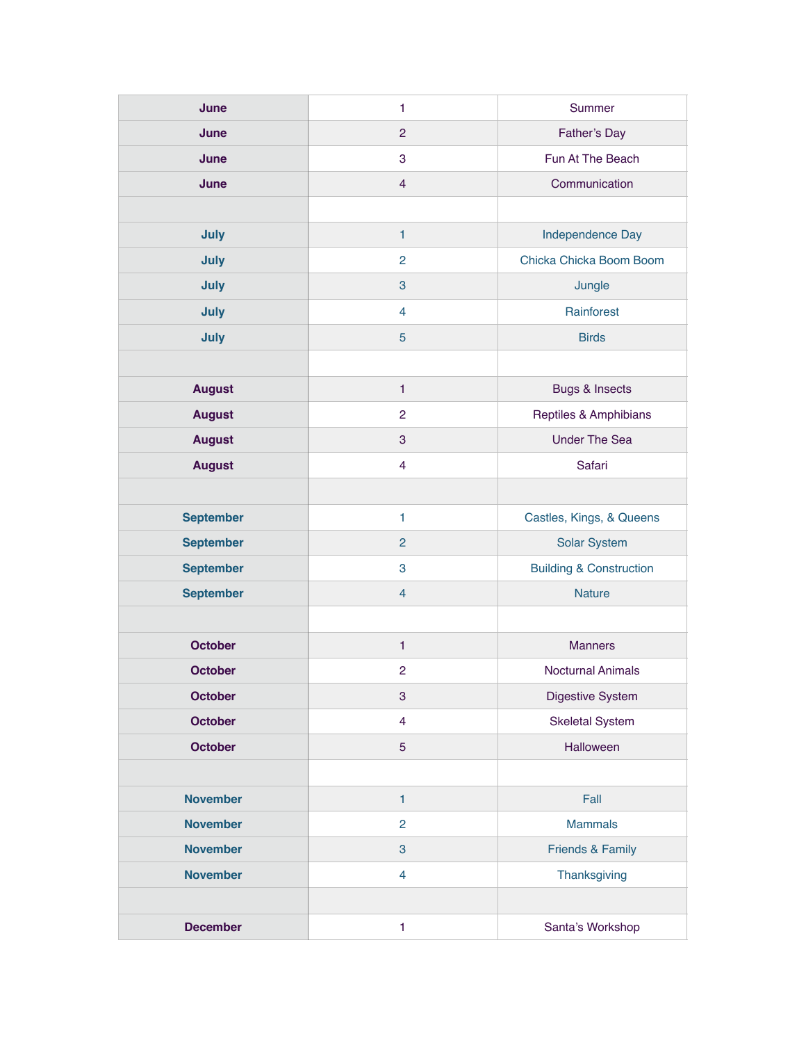| | | |
|---|---|---|
| **June** | 1 | Summer |
| **June** | 2 | Father's Day |
| **June** | 3 | Fun At The Beach |
| **June** | 4 | Communication |
| | | |
| **July** | 1 | Independence Day |
| **July** | 2 | Chicka Chicka Boom Boom |
| **July** | 3 | Jungle |
| **July** | 4 | Rainforest |
| **July** | 5 | Birds |
| | | |
| **August** | 1 | Bugs & Insects |
| **August** | 2 | Reptiles & Amphibians |
| **August** | 3 | Under The Sea |
| **August** | 4 | Safari |
| | | |
| **September** | 1 | Castles, Kings, & Queens |
| **September** | 2 | Solar System |
| **September** | 3 | Building & Construction |
| **September** | 4 | Nature |
| | | |
| **October** | 1 | Manners |
| **October** | 2 | Nocturnal Animals |
| **October** | 3 | Digestive System |
| **October** | 4 | Skeletal System |
| **October** | 5 | Halloween |
| | | |
| **November** | 1 | Fall |
| **November** | 2 | Mammals |
| **November** | 3 | Friends & Family |
| **November** | 4 | Thanksgiving |
| | | |
| **December** | 1 | Santa's Workshop |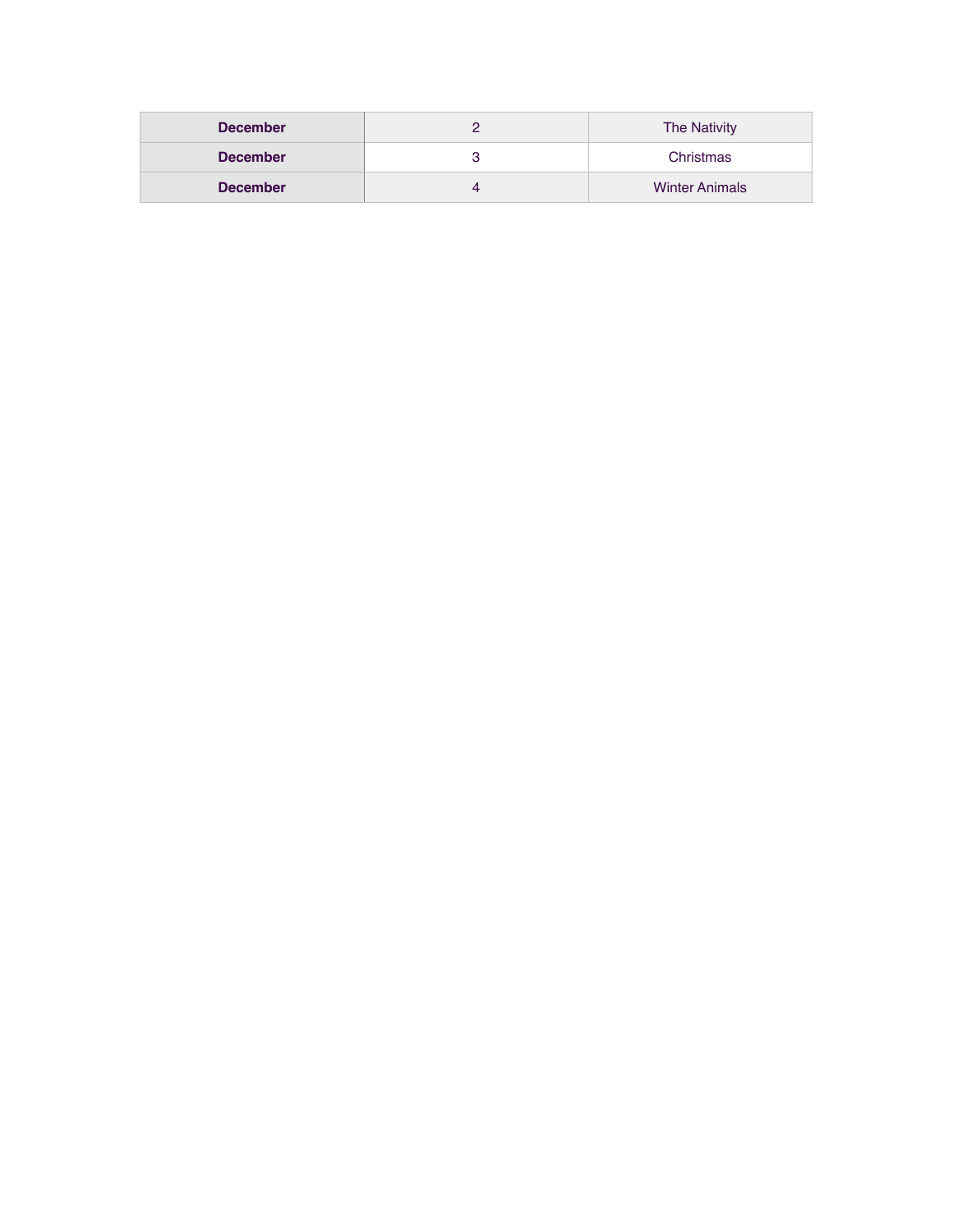| | | |
|---|---|---|
| **December** | 2 | The Nativity |
| **December** | 3 | Christmas |
| **December** | 4 | Winter Animals |